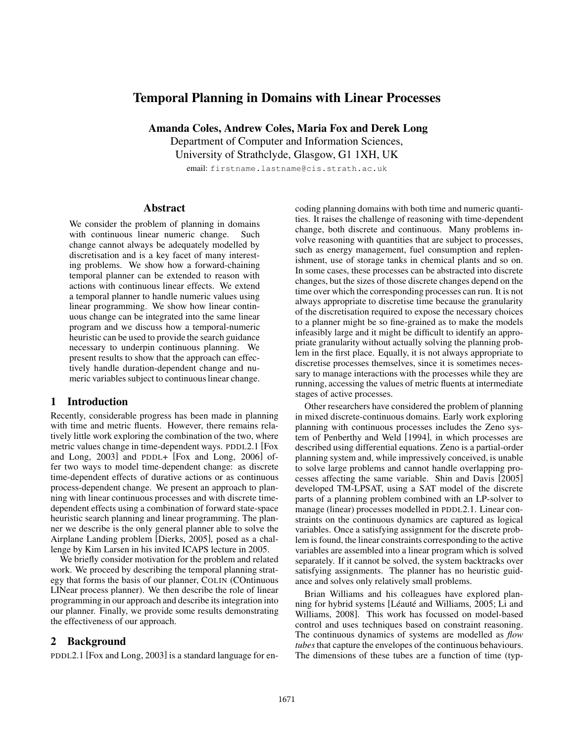# Temporal Planning in Domains with Linear Processes

**Amanda Coles, Andrew Coles, Maria Fox and Derek Long**

Department of Computer and Information Sciences,
University of Strathclyde, Glasgow, G1 1XH, UK

email: `firstname.lastname@cis.strath.ac.uk`

## Abstract

We consider the problem of planning in domains with continuous linear numeric change. Such change cannot always be adequately modelled by discretisation and is a key facet of many interesting problems. We show how a forward-chaining temporal planner can be extended to reason with actions with continuous linear effects. We extend a temporal planner to handle numeric values using linear programming. We show how linear continuous change can be integrated into the same linear program and we discuss how a temporal-numeric heuristic can be used to provide the search guidance necessary to underpin continuous planning. We present results to show that the approach can effectively handle duration-dependent change and numeric variables subject to continuous linear change.

## 1 Introduction

Recently, considerable progress has been made in planning with time and metric fluents. However, there remains relatively little work exploring the combination of the two, where metric values change in time-dependent ways. PDDL2.1 [Fox and Long, 2003] and PDDL+ [Fox and Long, 2006] offer two ways to model time-dependent change: as discrete time-dependent effects of durative actions or as continuous process-dependent change. We present an approach to planning with linear continuous processes and with discrete time-dependent effects using a combination of forward state-space heuristic search planning and linear programming. The planner we describe is the only general planner able to solve the Airplane Landing problem [Dierks, 2005], posed as a challenge by Kim Larsen in his invited ICAPS lecture in 2005.

We briefly consider motivation for the problem and related work. We proceed by describing the temporal planning strategy that forms the basis of our planner, COLIN (COntinuous LINear process planner). We then describe the role of linear programming in our approach and describe its integration into our planner. Finally, we provide some results demonstrating the effectiveness of our approach.

## 2 Background

PDDL2.1 [Fox and Long, 2003] is a standard language for encoding planning domains with both time and numeric quantities. It raises the challenge of reasoning with time-dependent change, both discrete and continuous. Many problems involve reasoning with quantities that are subject to processes, such as energy management, fuel consumption and replenishment, use of storage tanks in chemical plants and so on. In some cases, these processes can be abstracted into discrete changes, but the sizes of those discrete changes depend on the time over which the corresponding processes can run. It is not always appropriate to discretise time because the granularity of the discretisation required to expose the necessary choices to a planner might be so fine-grained as to make the models infeasibly large and it might be difficult to identify an appropriate granularity without actually solving the planning problem in the first place. Equally, it is not always appropriate to discretise processes themselves, since it is sometimes necessary to manage interactions with the processes while they are running, accessing the values of metric fluents at intermediate stages of active processes.

Other researchers have considered the problem of planning in mixed discrete-continuous domains. Early work exploring planning with continuous processes includes the Zeno system of Penberthy and Weld [1994], in which processes are described using differential equations. Zeno is a partial-order planning system and, while impressively conceived, is unable to solve large problems and cannot handle overlapping processes affecting the same variable. Shin and Davis [2005] developed TM-LPSAT, using a SAT model of the discrete parts of a planning problem combined with an LP-solver to manage (linear) processes modelled in PDDL2.1. Linear constraints on the continuous dynamics are captured as logical variables. Once a satisfying assignment for the discrete problem is found, the linear constraints corresponding to the active variables are assembled into a linear program which is solved separately. If it cannot be solved, the system backtracks over satisfying assignments. The planner has no heuristic guidance and solves only relatively small problems.

Brian Williams and his colleagues have explored planning for hybrid systems [Léauté and Williams, 2005; Li and Williams, 2008]. This work has focussed on model-based control and uses techniques based on constraint reasoning. The continuous dynamics of systems are modelled as *flow tubes* that capture the envelopes of the continuous behaviours. The dimensions of these tubes are a function of time (typ-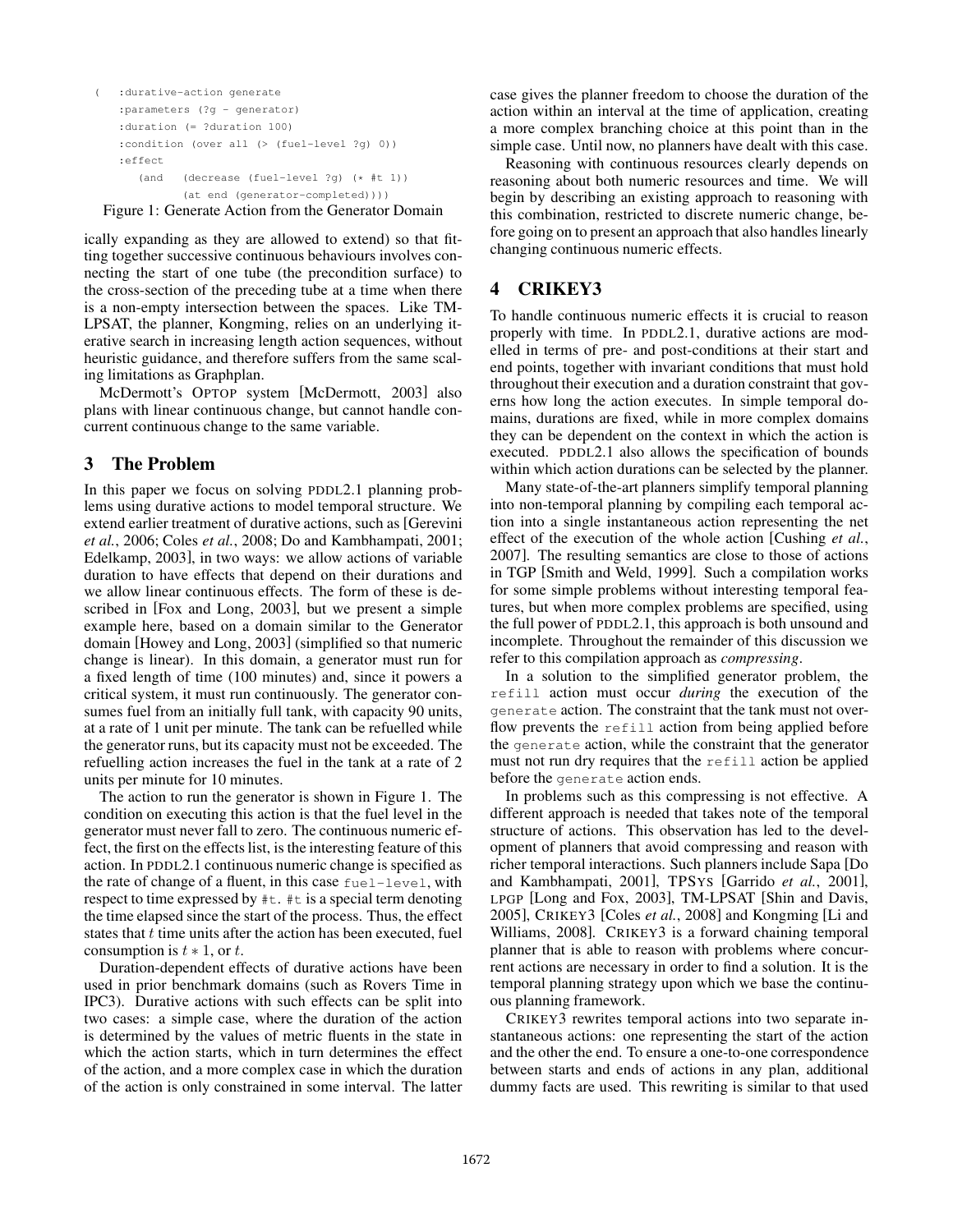```
( :durative-action generate
  :parameters (?g - generator)
  :duration (= ?duration 100)
  :condition (over all (> (fuel-level ?g) 0))
  :effect
     (and  (decrease (fuel-level ?g) (* #t 1))
           (at end (generator-completed))))
```

Figure 1: Generate Action from the Generator Domain

ically expanding as they are allowed to extend) so that fitting together successive continuous behaviours involves connecting the start of one tube (the precondition surface) to the cross-section of the preceding tube at a time when there is a non-empty intersection between the spaces. Like TM-LPSAT, the planner, Kongming, relies on an underlying iterative search in increasing length action sequences, without heuristic guidance, and therefore suffers from the same scaling limitations as Graphplan.

McDermott's OPTOP system [McDermott, 2003] also plans with linear continuous change, but cannot handle concurrent continuous change to the same variable.

## 3 The Problem

In this paper we focus on solving PDDL2.1 planning problems using durative actions to model temporal structure. We extend earlier treatment of durative actions, such as [Gerevini *et al.*, 2006; Coles *et al.*, 2008; Do and Kambhampati, 2001; Edelkamp, 2003], in two ways: we allow actions of variable duration to have effects that depend on their durations and we allow linear continuous effects. The form of these is described in [Fox and Long, 2003], but we present a simple example here, based on a domain similar to the Generator domain [Howey and Long, 2003] (simplified so that numeric change is linear). In this domain, a generator must run for a fixed length of time (100 minutes) and, since it powers a critical system, it must run continuously. The generator consumes fuel from an initially full tank, with capacity 90 units, at a rate of 1 unit per minute. The tank can be refuelled while the generator runs, but its capacity must not be exceeded. The refuelling action increases the fuel in the tank at a rate of 2 units per minute for 10 minutes.

The action to run the generator is shown in Figure 1. The condition on executing this action is that the fuel level in the generator must never fall to zero. The continuous numeric effect, the first on the effects list, is the interesting feature of this action. In PDDL2.1 continuous numeric change is specified as the rate of change of a fluent, in this case `fuel-level`, with respect to time expressed by `#t`. `#t` is a special term denoting the time elapsed since the start of the process. Thus, the effect states that $t$ time units after the action has been executed, fuel consumption is $t * 1$, or $t$.

Duration-dependent effects of durative actions have been used in prior benchmark domains (such as Rovers Time in IPC3). Durative actions with such effects can be split into two cases: a simple case, where the duration of the action is determined by the values of metric fluents in the state in which the action starts, which in turn determines the effect of the action, and a more complex case in which the duration of the action is only constrained in some interval. The latter case gives the planner freedom to choose the duration of the action within an interval at the time of application, creating a more complex branching choice at this point than in the simple case. Until now, no planners have dealt with this case.

Reasoning with continuous resources clearly depends on reasoning about both numeric resources and time. We will begin by describing an existing approach to reasoning with this combination, restricted to discrete numeric change, before going on to present an approach that also handles linearly changing continuous numeric effects.

## 4 CRIKEY3

To handle continuous numeric effects it is crucial to reason properly with time. In PDDL2.1, durative actions are modelled in terms of pre- and post-conditions at their start and end points, together with invariant conditions that must hold throughout their execution and a duration constraint that governs how long the action executes. In simple temporal domains, durations are fixed, while in more complex domains they can be dependent on the context in which the action is executed. PDDL2.1 also allows the specification of bounds within which action durations can be selected by the planner.

Many state-of-the-art planners simplify temporal planning into non-temporal planning by compiling each temporal action into a single instantaneous action representing the net effect of the execution of the whole action [Cushing *et al.*, 2007]. The resulting semantics are close to those of actions in TGP [Smith and Weld, 1999]. Such a compilation works for some simple problems without interesting temporal features, but when more complex problems are specified, using the full power of PDDL2.1, this approach is both unsound and incomplete. Throughout the remainder of this discussion we refer to this compilation approach as *compressing*.

In a solution to the simplified generator problem, the `refill` action must occur *during* the execution of the `generate` action. The constraint that the tank must not overflow prevents the `refill` action from being applied before the `generate` action, while the constraint that the generator must not run dry requires that the `refill` action be applied before the `generate` action ends.

In problems such as this compressing is not effective. A different approach is needed that takes note of the temporal structure of actions. This observation has led to the development of planners that avoid compressing and reason with richer temporal interactions. Such planners include Sapa [Do and Kambhampati, 2001], TPSYS [Garrido *et al.*, 2001], LPGP [Long and Fox, 2003], TM-LPSAT [Shin and Davis, 2005], CRIKEY3 [Coles *et al.*, 2008] and Kongming [Li and Williams, 2008]. CRIKEY3 is a forward chaining temporal planner that is able to reason with problems where concurrent actions are necessary in order to find a solution. It is the temporal planning strategy upon which we base the continuous planning framework.

CRIKEY3 rewrites temporal actions into two separate instantaneous actions: one representing the start of the action and the other the end. To ensure a one-to-one correspondence between starts and ends of actions in any plan, additional dummy facts are used. This rewriting is similar to that used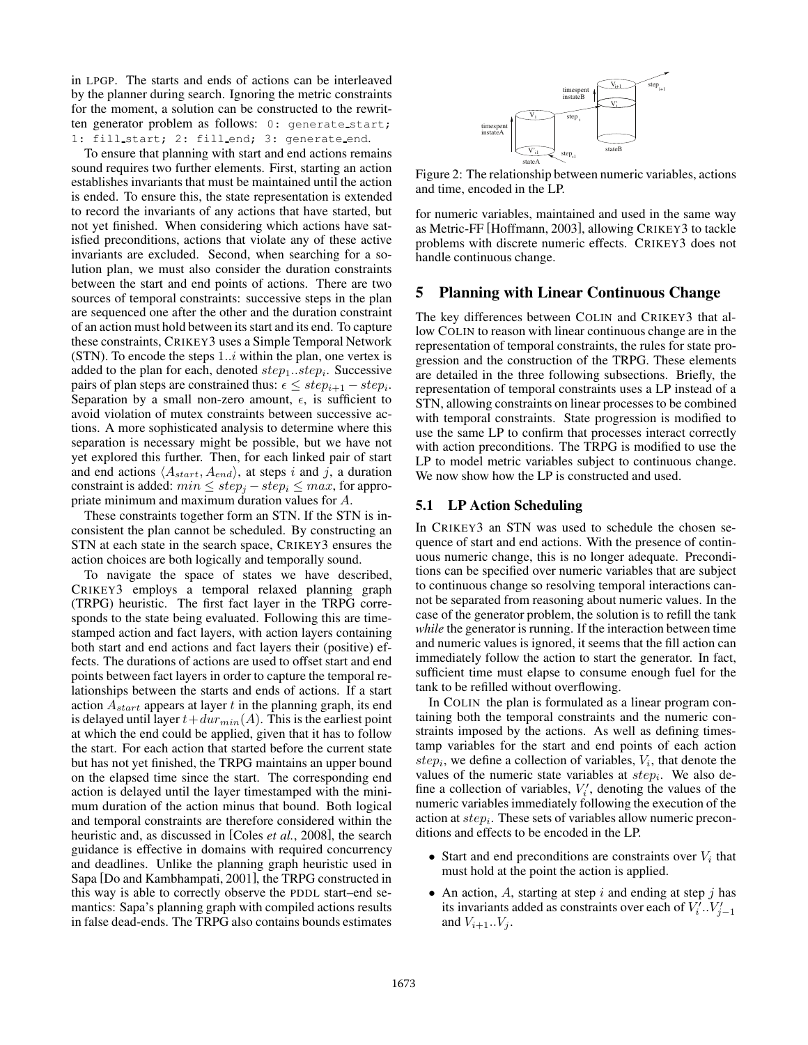in LPGP. The starts and ends of actions can be interleaved by the planner during search. Ignoring the metric constraints for the moment, a solution can be constructed to the rewritten generator problem as follows: `0: generate_start; 1: fill_start; 2: fill_end; 3: generate_end`.

To ensure that planning with start and end actions remains sound requires two further elements. First, starting an action establishes invariants that must be maintained until the action is ended. To ensure this, the state representation is extended to record the invariants of any actions that have started, but not yet finished. When considering which actions have satisfied preconditions, actions that violate any of these active invariants are excluded. Second, when searching for a solution plan, we must also consider the duration constraints between the start and end points of actions. There are two sources of temporal constraints: successive steps in the plan are sequenced one after the other and the duration constraint of an action must hold between its start and its end. To capture these constraints, CRIKEY3 uses a Simple Temporal Network (STN). To encode the steps $1..i$ within the plan, one vertex is added to the plan for each, denoted $step_1..step_i$. Successive pairs of plan steps are constrained thus: $\epsilon \leq step_{i+1} - step_i$. Separation by a small non-zero amount, $\epsilon$, is sufficient to avoid violation of mutex constraints between successive actions. A more sophisticated analysis to determine where this separation is necessary might be possible, but we have not yet explored this further. Then, for each linked pair of start and end actions $\langle A_{start}, A_{end}\rangle$, at steps $i$ and $j$, a duration constraint is added: $min \leq step_j - step_i \leq max$, for appropriate minimum and maximum duration values for $A$.

These constraints together form an STN. If the STN is inconsistent the plan cannot be scheduled. By constructing an STN at each state in the search space, CRIKEY3 ensures the action choices are both logically and temporally sound.

To navigate the space of states we have described, CRIKEY3 employs a temporal relaxed planning graph (TRPG) heuristic. The first fact layer in the TRPG corresponds to the state being evaluated. Following this are timestamped action and fact layers, with action layers containing both start and end actions and fact layers their (positive) effects. The durations of actions are used to offset start and end points between fact layers in order to capture the temporal relationships between the starts and ends of actions. If a start action $A_{start}$ appears at layer $t$ in the planning graph, its end is delayed until layer $t + dur_{min}(A)$. This is the earliest point at which the end could be applied, given that it has to follow the start. For each action that started before the current state but has not yet finished, the TRPG maintains an upper bound on the elapsed time since the start. The corresponding end action is delayed until the layer timestamped with the minimum duration of the action minus that bound. Both logical and temporal constraints are therefore considered within the heuristic and, as discussed in [Coles *et al.*, 2008], the search guidance is effective in domains with required concurrency and deadlines. Unlike the planning graph heuristic used in Sapa [Do and Kambhampati, 2001], the TRPG constructed in this way is able to correctly observe the PDDL start–end semantics: Sapa's planning graph with compiled actions results in false dead-ends. The TRPG also contains bounds estimates for numeric variables, maintained and used in the same way as Metric-FF [Hoffmann, 2003], allowing CRIKEY3 to tackle problems with discrete numeric effects. CRIKEY3 does not handle continuous change.

Figure 2: The relationship between numeric variables, actions and time, encoded in the LP.

## 5 Planning with Linear Continuous Change

The key differences between COLIN and CRIKEY3 that allow COLIN to reason with linear continuous change are in the representation of temporal constraints, the rules for state progression and the construction of the TRPG. These elements are detailed in the three following subsections. Briefly, the representation of temporal constraints uses a LP instead of a STN, allowing constraints on linear processes to be combined with temporal constraints. State progression is modified to use the same LP to confirm that processes interact correctly with action preconditions. The TRPG is modified to use the LP to model metric variables subject to continuous change. We now show how the LP is constructed and used.

### 5.1 LP Action Scheduling

In CRIKEY3 an STN was used to schedule the chosen sequence of start and end actions. With the presence of continuous numeric change, this is no longer adequate. Preconditions can be specified over numeric variables that are subject to continuous change so resolving temporal interactions cannot be separated from reasoning about numeric values. In the case of the generator problem, the solution is to refill the tank *while* the generator is running. If the interaction between time and numeric values is ignored, it seems that the fill action can immediately follow the action to start the generator. In fact, sufficient time must elapse to consume enough fuel for the tank to be refilled without overflowing.

In COLIN the plan is formulated as a linear program containing both the temporal constraints and the numeric constraints imposed by the actions. As well as defining timestamp variables for the start and end points of each action $step_i$, we define a collection of variables, $V_i$, that denote the values of the numeric state variables at $step_i$. We also define a collection of variables, $V_i'$, denoting the values of the numeric variables immediately following the execution of the action at $step_i$. These sets of variables allow numeric preconditions and effects to be encoded in the LP.

- Start and end preconditions are constraints over $V_i$ that must hold at the point the action is applied.
- An action, $A$, starting at step $i$ and ending at step $j$ has its invariants added as constraints over each of $V_i'..V_{j-1}'$ and $V_{i+1}..V_j$.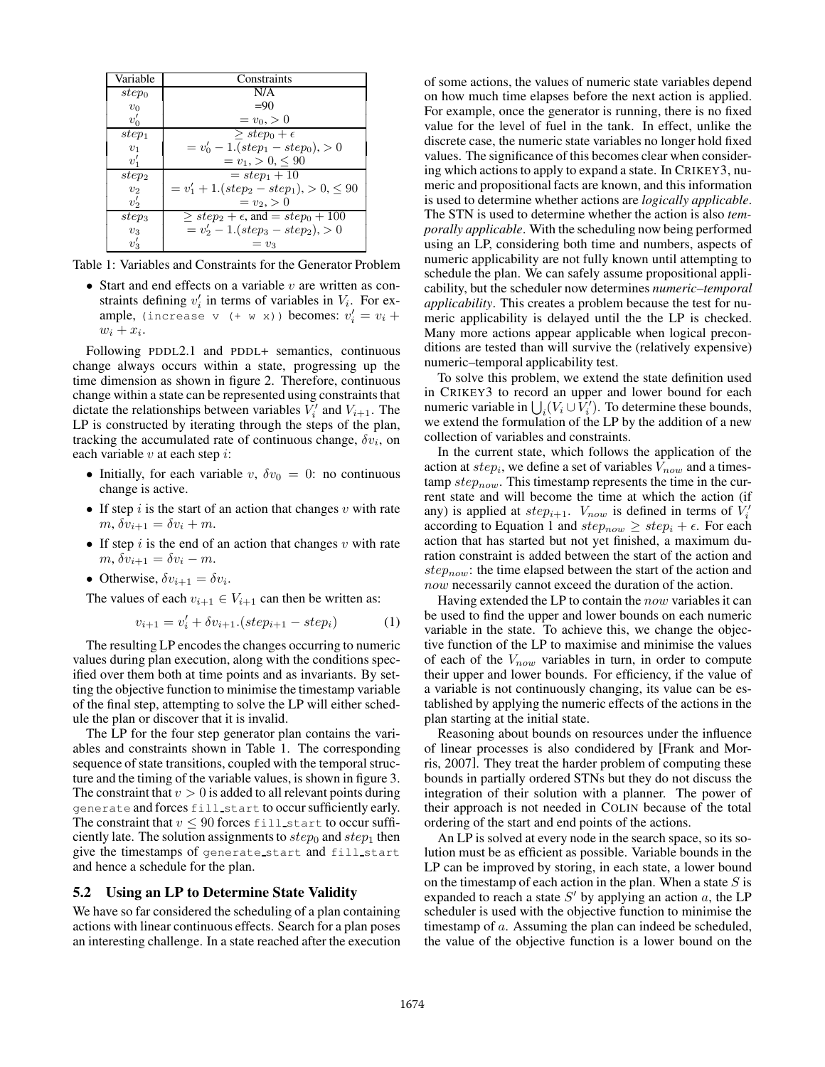| Variable | Constraints |
| --- | --- |
| $step_0$ | N/A |
| $v_0$ | =90 |
| $v_0'$ | $= v_0, > 0$ |
| $step_1$ | $\geq step_0 + \epsilon$ |
| $v_1$ | $= v_0' - 1.(step_1 - step_0), > 0$ |
| $v_1'$ | $= v_1, > 0, \leq 90$ |
| $step_2$ | $= step_1 + 10$ |
| $v_2$ | $= v_1' + 1.(step_2 - step_1), > 0, \leq 90$ |
| $v_2'$ | $= v_2, > 0$ |
| $step_3$ | $\geq step_2 + \epsilon$, and $= step_0 + 100$ |
| $v_3$ | $= v_2' - 1.(step_3 - step_2), > 0$ |
| $v_3'$ | $= v_3$ |

Table 1: Variables and Constraints for the Generator Problem

- Start and end effects on a variable $v$ are written as constraints defining $v_i'$ in terms of variables in $V_i$. For example, `(increase v (+ w x))` becomes: $v_i' = v_i + w_i + x_i$.

Following PDDL2.1 and PDDL+ semantics, continuous change always occurs within a state, progressing up the time dimension as shown in figure 2. Therefore, continuous change within a state can be represented using constraints that dictate the relationships between variables $V_i'$ and $V_{i+1}$. The LP is constructed by iterating through the steps of the plan, tracking the accumulated rate of continuous change, $\delta v_i$, on each variable $v$ at each step $i$:

- Initially, for each variable $v$, $\delta v_0 = 0$: no continuous change is active.
- If step $i$ is the start of an action that changes $v$ with rate $m$, $\delta v_{i+1} = \delta v_i + m$.
- If step $i$ is the end of an action that changes $v$ with rate $m$, $\delta v_{i+1} = \delta v_i - m$.
- Otherwise, $\delta v_{i+1} = \delta v_i$.

The values of each $v_{i+1} \in V_{i+1}$ can then be written as:

$$v_{i+1} = v_i' + \delta v_{i+1}.(step_{i+1} - step_i) \quad (1)$$

The resulting LP encodes the changes occurring to numeric values during plan execution, along with the conditions specified over them both at time points and as invariants. By setting the objective function to minimise the timestamp variable of the final step, attempting to solve the LP will either schedule the plan or discover that it is invalid.

The LP for the four step generator plan contains the variables and constraints shown in Table 1. The corresponding sequence of state transitions, coupled with the temporal structure and the timing of the variable values, is shown in figure 3. The constraint that $v > 0$ is added to all relevant points during `generate` and forces `fill_start` to occur sufficiently early. The constraint that $v \leq 90$ forces `fill_start` to occur sufficiently late. The solution assignments to $step_0$ and $step_1$ then give the timestamps of `generate_start` and `fill_start` and hence a schedule for the plan.

## 5.2 Using an LP to Determine State Validity

We have so far considered the scheduling of a plan containing actions with linear continuous effects. Search for a plan poses an interesting challenge. In a state reached after the execution of some actions, the values of numeric state variables depend on how much time elapses before the next action is applied. For example, once the generator is running, there is no fixed value for the level of fuel in the tank. In effect, unlike the discrete case, the numeric state variables no longer hold fixed values. The significance of this becomes clear when considering which actions to apply to expand a state. In CRIKEY3, numeric and propositional facts are known, and this information is used to determine whether actions are *logically applicable*. The STN is used to determine whether the action is also *temporally applicable*. With the scheduling now being performed using an LP, considering both time and numbers, aspects of numeric applicability are not fully known until attempting to schedule the plan. We can safely assume propositional applicability, but the scheduler now determines *numeric–temporal applicability*. This creates a problem because the test for numeric applicability is delayed until the the LP is checked. Many more actions appear applicable when logical preconditions are tested than will survive the (relatively expensive) numeric–temporal applicability test.

To solve this problem, we extend the state definition used in CRIKEY3 to record an upper and lower bound for each numeric variable in $\bigcup_i (V_i \cup V_i')$. To determine these bounds, we extend the formulation of the LP by the addition of a new collection of variables and constraints.

In the current state, which follows the application of the action at $step_i$, we define a set of variables $V_{now}$ and a timestamp $step_{now}$. This timestamp represents the time in the current state and will become the time at which the action (if any) is applied at $step_{i+1}$. $V_{now}$ is defined in terms of $V_i'$ according to Equation 1 and $step_{now} \geq step_i + \epsilon$. For each action that has started but not yet finished, a maximum duration constraint is added between the start of the action and $step_{now}$: the time elapsed between the start of the action and $now$ necessarily cannot exceed the duration of the action.

Having extended the LP to contain the $now$ variables it can be used to find the upper and lower bounds on each numeric variable in the state. To achieve this, we change the objective function of the LP to maximise and minimise the values of each of the $V_{now}$ variables in turn, in order to compute their upper and lower bounds. For efficiency, if the value of a variable is not continuously changing, its value can be established by applying the numeric effects of the actions in the plan starting at the initial state.

Reasoning about bounds on resources under the influence of linear processes is also condidered by [Frank and Morris, 2007]. They treat the harder problem of computing these bounds in partially ordered STNs but they do not discuss the integration of their solution with a planner. The power of their approach is not needed in COLIN because of the total ordering of the start and end points of the actions.

An LP is solved at every node in the search space, so its solution must be as efficient as possible. Variable bounds in the LP can be improved by storing, in each state, a lower bound on the timestamp of each action in the plan. When a state $S$ is expanded to reach a state $S'$ by applying an action $a$, the LP scheduler is used with the objective function to minimise the timestamp of $a$. Assuming the plan can indeed be scheduled, the value of the objective function is a lower bound on the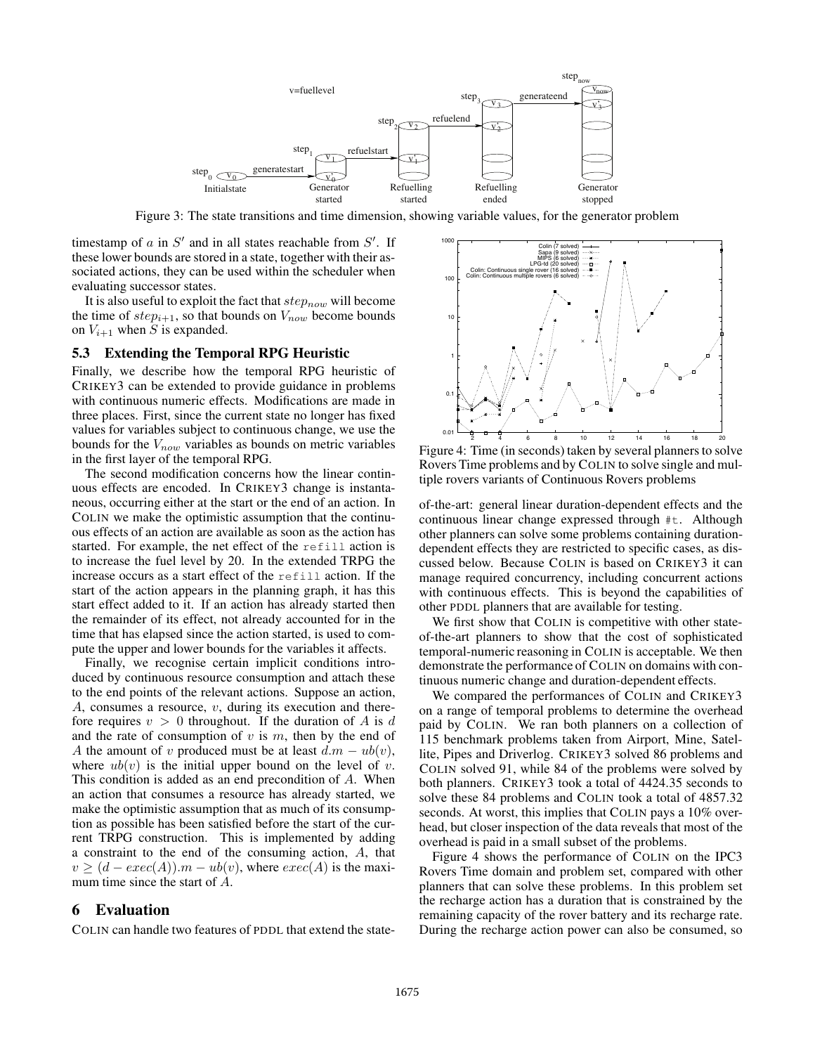Figure 3: The state transitions and time dimension, showing variable values, for the generator problem

timestamp of $a$ in $S'$ and in all states reachable from $S'$. If these lower bounds are stored in a state, together with their associated actions, they can be used within the scheduler when evaluating successor states.

It is also useful to exploit the fact that $step_{now}$ will become the time of $step_{i+1}$, so that bounds on $V_{now}$ become bounds on $V_{i+1}$ when $S$ is expanded.

### 5.3 Extending the Temporal RPG Heuristic

Finally, we describe how the temporal RPG heuristic of CRIKEY3 can be extended to provide guidance in problems with continuous numeric effects. Modifications are made in three places. First, since the current state no longer has fixed values for variables subject to continuous change, we use the bounds for the $V_{now}$ variables as bounds on metric variables in the first layer of the temporal RPG.

The second modification concerns how the linear continuous effects are encoded. In CRIKEY3 change is instantaneous, occurring either at the start or the end of an action. In COLIN we make the optimistic assumption that the continuous effects of an action are available as soon as the action has started. For example, the net effect of the `refill` action is to increase the fuel level by 20. In the extended TRPG the increase occurs as a start effect of the `refill` action. If the start of the action appears in the planning graph, it has this start effect added to it. If an action has already started then the remainder of its effect, not already accounted for in the time that has elapsed since the action started, is used to compute the upper and lower bounds for the variables it affects.

Finally, we recognise certain implicit conditions introduced by continuous resource consumption and attach these to the end points of the relevant actions. Suppose an action, $A$, consumes a resource, $v$, during its execution and therefore requires $v > 0$ throughout. If the duration of $A$ is $d$ and the rate of consumption of $v$ is $m$, then by the end of $A$ the amount of $v$ produced must be at least $d.m - ub(v)$, where $ub(v)$ is the initial upper bound on the level of $v$. This condition is added as an end precondition of $A$. When an action that consumes a resource has already started, we make the optimistic assumption that as much of its consumption as possible has been satisfied before the start of the current TRPG construction. This is implemented by adding a constraint to the end of the consuming action, $A$, that $v \geq (d - exec(A)).m - ub(v)$, where $exec(A)$ is the maximum time since the start of $A$.

## 6 Evaluation

COLIN can handle two features of PDDL that extend the state-of-the-art: general linear duration-dependent effects and the continuous linear change expressed through `#t`. Although other planners can solve some problems containing duration-dependent effects they are restricted to specific cases, as discussed below. Because COLIN is based on CRIKEY3 it can manage required concurrency, including concurrent actions with continuous effects. This is beyond the capabilities of other PDDL planners that are available for testing.

Figure 4: Time (in seconds) taken by several planners to solve Rovers Time problems and by COLIN to solve single and multiple rovers variants of Continuous Rovers problems

We first show that COLIN is competitive with other state-of-the-art planners to show that the cost of sophisticated temporal-numeric reasoning in COLIN is acceptable. We then demonstrate the performance of COLIN on domains with continuous numeric change and duration-dependent effects.

We compared the performances of COLIN and CRIKEY3 on a range of temporal problems to determine the overhead paid by COLIN. We ran both planners on a collection of 115 benchmark problems taken from Airport, Mine, Satellite, Pipes and Driverlog. CRIKEY3 solved 86 problems and COLIN solved 91, while 84 of the problems were solved by both planners. CRIKEY3 took a total of 4424.35 seconds to solve these 84 problems and COLIN took a total of 4857.32 seconds. At worst, this implies that COLIN pays a 10% overhead, but closer inspection of the data reveals that most of the overhead is paid in a small subset of the problems.

Figure 4 shows the performance of COLIN on the IPC3 Rovers Time domain and problem set, compared with other planners that can solve these problems. In this problem set the recharge action has a duration that is constrained by the remaining capacity of the rover battery and its recharge rate. During the recharge action power can also be consumed, so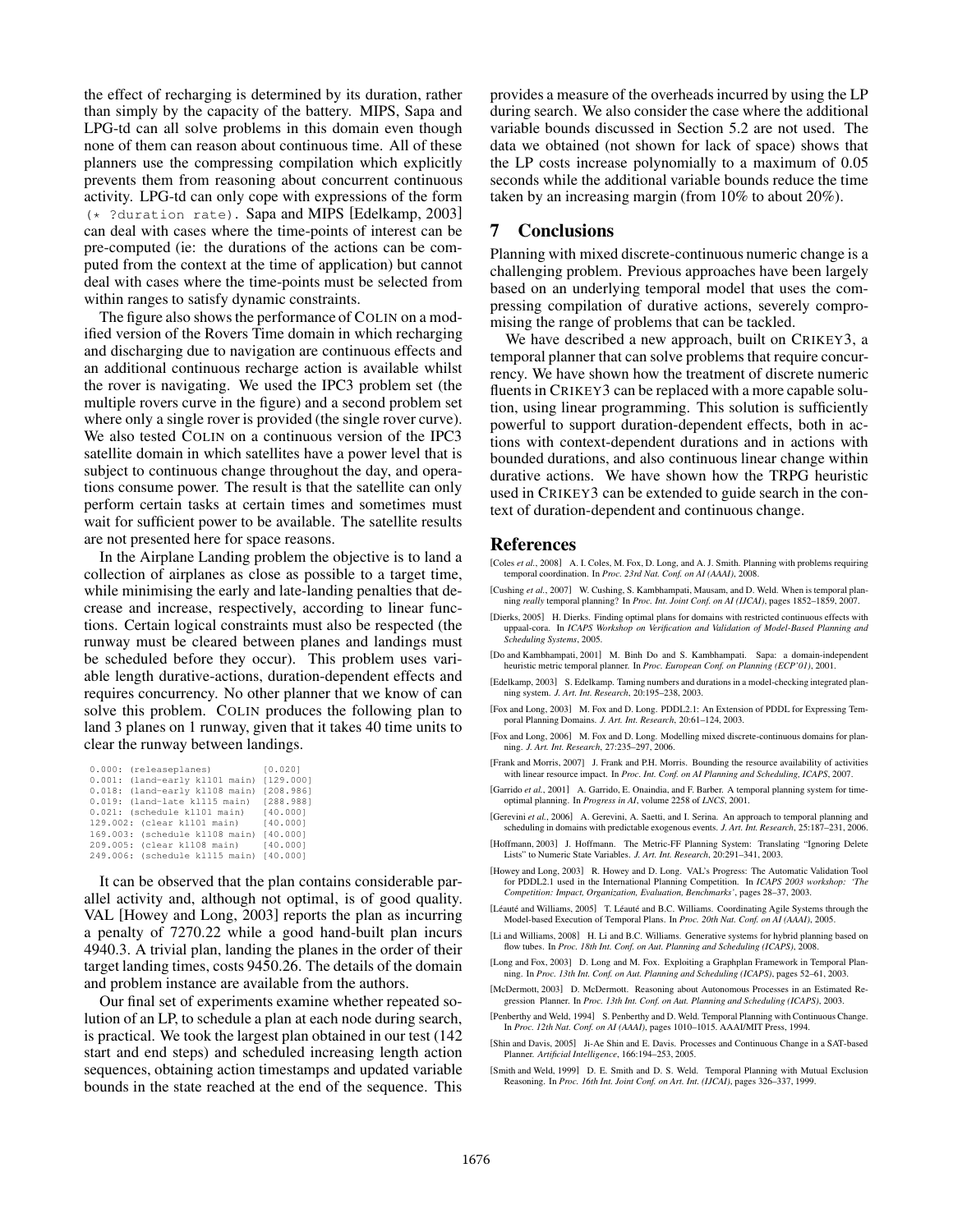the effect of recharging is determined by its duration, rather than simply by the capacity of the battery. MIPS, Sapa and LPG-td can all solve problems in this domain even though none of them can reason about continuous time. All of these planners use the compressing compilation which explicitly prevents them from reasoning about concurrent continuous activity. LPG-td can only cope with expressions of the form `(* ?duration rate)`. Sapa and MIPS [Edelkamp, 2003] can deal with cases where the time-points of interest can be pre-computed (ie: the durations of the actions can be computed from the context at the time of application) but cannot deal with cases where the time-points must be selected from within ranges to satisfy dynamic constraints.

The figure also shows the performance of COLIN on a modified version of the Rovers Time domain in which recharging and discharging due to navigation are continuous effects and an additional continuous recharge action is available whilst the rover is navigating. We used the IPC3 problem set (the multiple rovers curve in the figure) and a second problem set where only a single rover is provided (the single rover curve). We also tested COLIN on a continuous version of the IPC3 satellite domain in which satellites have a power level that is subject to continuous change throughout the day, and operations consume power. The result is that the satellite can only perform certain tasks at certain times and sometimes must wait for sufficient power to be available. The satellite results are not presented here for space reasons.

In the Airplane Landing problem the objective is to land a collection of airplanes as close as possible to a target time, while minimising the early and late-landing penalties that decrease and increase, respectively, according to linear functions. Certain logical constraints must also be respected (the runway must be cleared between planes and landings must be scheduled before they occur). This problem uses variable length durative-actions, duration-dependent effects and requires concurrency. No other planner that we know of can solve this problem. COLIN produces the following plan to land 3 planes on 1 runway, given that it takes 40 time units to clear the runway between landings.

```
0.000: (releaseplanes)              [0.020]
0.001: (land-early k1101 main) [129.000]
0.018: (land-early k1108 main) [208.986]
0.019: (land-late k1115 main)  [288.988]
0.021: (schedule k1101 main)    [40.000]
129.002: (clear k1101 main)     [40.000]
169.003: (schedule k1108 main) [40.000]
209.005: (clear k1108 main)     [40.000]
249.006: (schedule k1115 main) [40.000]
```

It can be observed that the plan contains considerable parallel activity and, although not optimal, is of good quality. VAL [Howey and Long, 2003] reports the plan as incurring a penalty of 7270.22 while a good hand-built plan incurs 4940.3. A trivial plan, landing the planes in the order of their target landing times, costs 9450.26. The details of the domain and problem instance are available from the authors.

Our final set of experiments examine whether repeated solution of an LP, to schedule a plan at each node during search, is practical. We took the largest plan obtained in our test (142 start and end steps) and scheduled increasing length action sequences, obtaining action timestamps and updated variable bounds in the state reached at the end of the sequence. This provides a measure of the overheads incurred by using the LP during search. We also consider the case where the additional variable bounds discussed in Section 5.2 are not used. The data we obtained (not shown for lack of space) shows that the LP costs increase polynomially to a maximum of 0.05 seconds while the additional variable bounds reduce the time taken by an increasing margin (from 10% to about 20%).

## 7 Conclusions

Planning with mixed discrete-continuous numeric change is a challenging problem. Previous approaches have been largely based on an underlying temporal model that uses the compressing compilation of durative actions, severely compromising the range of problems that can be tackled.

We have described a new approach, built on CRIKEY3, a temporal planner that can solve problems that require concurrency. We have shown how the treatment of discrete numeric fluents in CRIKEY3 can be replaced with a more capable solution, using linear programming. This solution is sufficiently powerful to support duration-dependent effects, both in actions with context-dependent durations and in actions with bounded durations, and also continuous linear change within durative actions. We have shown how the TRPG heuristic used in CRIKEY3 can be extended to guide search in the context of duration-dependent and continuous change.

## References

[Coles *et al.*, 2008] A. I. Coles, M. Fox, D. Long, and A. J. Smith. Planning with problems requiring temporal coordination. In *Proc. 23rd Nat. Conf. on AI (AAAI)*, 2008.

[Cushing *et al.*, 2007] W. Cushing, S. Kambhampati, Mausam, and D. Weld. When is temporal planning *really* temporal planning? In *Proc. Int. Joint Conf. on AI (IJCAI)*, pages 1852–1859, 2007.

[Dierks, 2005] H. Dierks. Finding optimal plans for domains with restricted continuous effects with uppaal-cora. In *ICAPS Workshop on Verification and Validation of Model-Based Planning and Scheduling Systems*, 2005.

[Do and Kambhampati, 2001] M. Binh Do and S. Kambhampati. Sapa: a domain-independent heuristic metric temporal planner. In *Proc. European Conf. on Planning (ECP'01)*, 2001.

[Edelkamp, 2003] S. Edelkamp. Taming numbers and durations in a model-checking integrated planning system. *J. Art. Int. Research*, 20:195–238, 2003.

[Fox and Long, 2003] M. Fox and D. Long. PDDL2.1: An Extension of PDDL for Expressing Temporal Planning Domains. *J. Art. Int. Research*, 20:61–124, 2003.

[Fox and Long, 2006] M. Fox and D. Long. Modelling mixed discrete-continuous domains for planning. *J. Art. Int. Research*, 27:235–297, 2006.

[Frank and Morris, 2007] J. Frank and P.H. Morris. Bounding the resource availability of activities with linear resource impact. In *Proc. Int. Conf. on AI Planning and Scheduling, ICAPS*, 2007.

[Garrido *et al.*, 2001] A. Garrido, E. Onaindia, and F. Barber. A temporal planning system for time-optimal planning. In *Progress in AI*, volume 2258 of *LNCS*, 2001.

[Gerevini *et al.*, 2006] A. Gerevini, A. Saetti, and I. Serina. An approach to temporal planning and scheduling in domains with predictable exogenous events. *J. Art. Int. Research*, 25:187–231, 2006.

[Hoffmann, 2003] J. Hoffmann. The Metric-FF Planning System: Translating "Ignoring Delete Lists" to Numeric State Variables. *J. Art. Int. Research*, 20:291–341, 2003.

[Howey and Long, 2003] R. Howey and D. Long. VAL's Progress: The Automatic Validation Tool for PDDL2.1 used in the International Planning Competition. In *ICAPS 2003 workshop: 'The Competition: Impact, Organization, Evaluation, Benchmarks'*, pages 28–37, 2003.

[Léauté and Williams, 2005] T. Léauté and B.C. Williams. Coordinating Agile Systems through the Model-based Execution of Temporal Plans. In *Proc. 20th Nat. Conf. on AI (AAAI)*, 2005.

[Li and Williams, 2008] H. Li and B.C. Williams. Generative systems for hybrid planning based on flow tubes. In *Proc. 18th Int. Conf. on Aut. Planning and Scheduling (ICAPS)*, 2008.

[Long and Fox, 2003] D. Long and M. Fox. Exploiting a Graphplan Framework in Temporal Planning. In *Proc. 13th Int. Conf. on Aut. Planning and Scheduling (ICAPS)*, pages 52–61, 2003.

[McDermott, 2003] D. McDermott. Reasoning about Autonomous Processes in an Estimated Regression Planner. In *Proc. 13th Int. Conf. on Aut. Planning and Scheduling (ICAPS)*, 2003.

[Penberthy and Weld, 1994] S. Penberthy and D. Weld. Temporal Planning with Continuous Change. In *Proc. 12th Nat. Conf. on AI (AAAI)*, pages 1010–1015. AAAI/MIT Press, 1994.

[Shin and Davis, 2005] Ji-Ae Shin and E. Davis. Processes and Continuous Change in a SAT-based Planner. *Artificial Intelligence*, 166:194–253, 2005.

[Smith and Weld, 1999] D. E. Smith and D. S. Weld. Temporal Planning with Mutual Exclusion Reasoning. In *Proc. 16th Int. Joint Conf. on Art. Int. (IJCAI)*, pages 326–337, 1999.